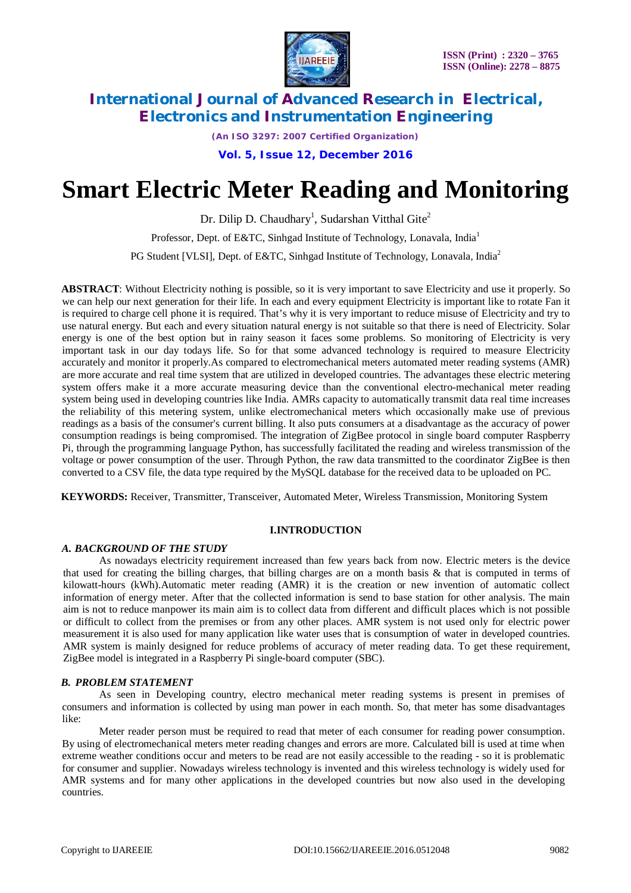# Smart Electric Meter Reading and Monitoring

Dr. Dilip D. Chaudhary[1], Sudarshan Vitthal Gite[2]

Professor, Dept. of E&TC, Sinhgad Institute of Technology, Lonavala, India[1]

PG Student [VLSI], Dept. of E&TC, Sinhgad Institute of Technology, Lonavala, India[2]

**ABSTRACT**: Without Electricity nothing is possible, so it is very important to save Electricity and use it properly. So we can help our next generation for their life. In each and every equipment Electricity is important like to rotate Fan it is required to charge cell phone it is required. That's why it is very important to reduce misuse of Electricity and try to use natural energy. But each and every situation natural energy is not suitable so that there is need of Electricity. Solar energy is one of the best option but in rainy season it faces some problems. So monitoring of Electricity is very important task in our day todays life. So for that some advanced technology is required to measure Electricity accurately and monitor it properly.As compared to electromechanical meters automated meter reading systems (AMR) are more accurate and real time system that are utilized in developed countries. The advantages these electric metering system offers make it a more accurate measuring device than the conventional electro-mechanical meter reading system being used in developing countries like India. AMRs capacity to automatically transmit data real time increases the reliability of this metering system, unlike electromechanical meters which occasionally make use of previous readings as a basis of the consumer's current billing. It also puts consumers at a disadvantage as the accuracy of power consumption readings is being compromised. The integration of ZigBee protocol in single board computer Raspberry Pi, through the programming language Python, has successfully facilitated the reading and wireless transmission of the voltage or power consumption of the user. Through Python, the raw data transmitted to the coordinator ZigBee is then converted to a CSV file, the data type required by the MySQL database for the received data to be uploaded on PC.

**KEYWORDS:** Receiver, Transmitter, Transceiver, Automated Meter, Wireless Transmission, Monitoring System

## I.INTRODUCTION

### *A. BACKGROUND OF THE STUDY*

As nowadays electricity requirement increased than few years back from now. Electric meters is the device that used for creating the billing charges, that billing charges are on a month basis & that is computed in terms of kilowatt-hours (kWh).Automatic meter reading (AMR) it is the creation or new invention of automatic collect information of energy meter. After that the collected information is send to base station for other analysis. The main aim is not to reduce manpower its main aim is to collect data from different and difficult places which is not possible or difficult to collect from the premises or from any other places. AMR system is not used only for electric power measurement it is also used for many application like water uses that is consumption of water in developed countries. AMR system is mainly designed for reduce problems of accuracy of meter reading data. To get these requirement, ZigBee model is integrated in a Raspberry Pi single-board computer (SBC).

### *B. PROBLEM STATEMENT*

As seen in Developing country, electro mechanical meter reading systems is present in premises of consumers and information is collected by using man power in each month. So, that meter has some disadvantages like:

Meter reader person must be required to read that meter of each consumer for reading power consumption. By using of electromechanical meters meter reading changes and errors are more. Calculated bill is used at time when extreme weather conditions occur and meters to be read are not easily accessible to the reading - so it is problematic for consumer and supplier. Nowadays wireless technology is invented and this wireless technology is widely used for AMR systems and for many other applications in the developed countries but now also used in the developing countries.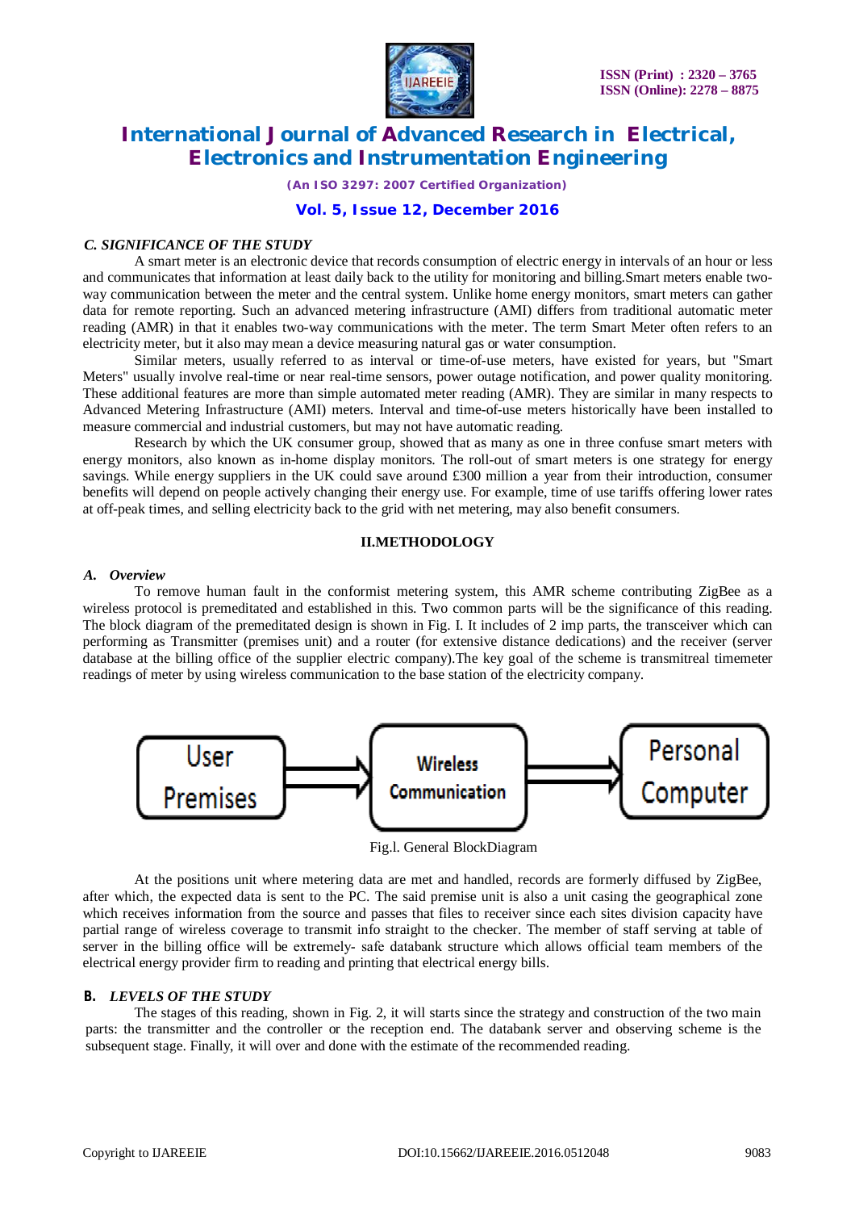### *C. SIGNIFICANCE OF THE STUDY*

A smart meter is an electronic device that records consumption of electric energy in intervals of an hour or less and communicates that information at least daily back to the utility for monitoring and billing.Smart meters enable two-way communication between the meter and the central system. Unlike home energy monitors, smart meters can gather data for remote reporting. Such an advanced metering infrastructure (AMI) differs from traditional automatic meter reading (AMR) in that it enables two-way communications with the meter. The term Smart Meter often refers to an electricity meter, but it also may mean a device measuring natural gas or water consumption.

Similar meters, usually referred to as interval or time-of-use meters, have existed for years, but "Smart Meters" usually involve real-time or near real-time sensors, power outage notification, and power quality monitoring. These additional features are more than simple automated meter reading (AMR). They are similar in many respects to Advanced Metering Infrastructure (AMI) meters. Interval and time-of-use meters historically have been installed to measure commercial and industrial customers, but may not have automatic reading.

Research by which the UK consumer group, showed that as many as one in three confuse smart meters with energy monitors, also known as in-home display monitors. The roll-out of smart meters is one strategy for energy savings. While energy suppliers in the UK could save around £300 million a year from their introduction, consumer benefits will depend on people actively changing their energy use. For example, time of use tariffs offering lower rates at off-peak times, and selling electricity back to the grid with net metering, may also benefit consumers.

## II.METHODOLOGY

### *A. Overview*

To remove human fault in the conformist metering system, this AMR scheme contributing ZigBee as a wireless protocol is premeditated and established in this. Two common parts will be the significance of this reading. The block diagram of the premeditated design is shown in Fig. I. It includes of 2 imp parts, the transceiver which can performing as Transmitter (premises unit) and a router (for extensive distance dedications) and the receiver (server database at the billing office of the supplier electric company).The key goal of the scheme is transmitreal timemeter readings of meter by using wireless communication to the base station of the electricity company.

User Premises → Wireless Communication → Personal Computer

Fig.I. General BlockDiagram

At the positions unit where metering data are met and handled, records are formerly diffused by ZigBee, after which, the expected data is sent to the PC. The said premise unit is also a unit casing the geographical zone which receives information from the source and passes that files to receiver since each sites division capacity have partial range of wireless coverage to transmit info straight to the checker. The member of staff serving at table of server in the billing office will be extremely- safe databank structure which allows official team members of the electrical energy provider firm to reading and printing that electrical energy bills.

### **B.** *LEVELS OF THE STUDY*

The stages of this reading, shown in Fig. 2, it will starts since the strategy and construction of the two main parts: the transmitter and the controller or the reception end. The databank server and observing scheme is the subsequent stage. Finally, it will over and done with the estimate of the recommended reading.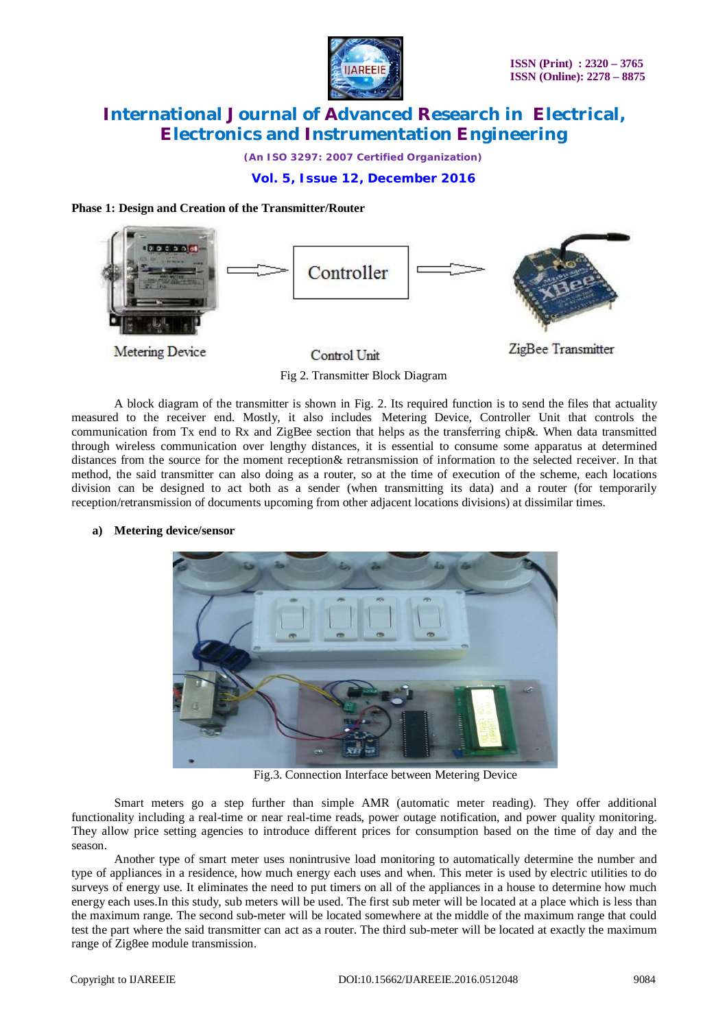**Phase 1: Design and Creation of the Transmitter/Router**

Metering Device

Control Unit

ZigBee Transmitter

Fig 2. Transmitter Block Diagram

A block diagram of the transmitter is shown in Fig. 2. Its required function is to send the files that actuality measured to the receiver end. Mostly, it also includes Metering Device, Controller Unit that controls the communication from Tx end to Rx and ZigBee section that helps as the transferring chip&. When data transmitted through wireless communication over lengthy distances, it is essential to consume some apparatus at determined distances from the source for the moment reception& retransmission of information to the selected receiver. In that method, the said transmitter can also doing as a router, so at the time of execution of the scheme, each locations division can be designed to act both as a sender (when transmitting its data) and a router (for temporarily reception/retransmission of documents upcoming from other adjacent locations divisions) at dissimilar times.

**a) Metering device/sensor**

Fig.3. Connection Interface between Metering Device

Smart meters go a step further than simple AMR (automatic meter reading). They offer additional functionality including a real-time or near real-time reads, power outage notification, and power quality monitoring. They allow price setting agencies to introduce different prices for consumption based on the time of day and the season.

Another type of smart meter uses nonintrusive load monitoring to automatically determine the number and type of appliances in a residence, how much energy each uses and when. This meter is used by electric utilities to do surveys of energy use. It eliminates the need to put timers on all of the appliances in a house to determine how much energy each uses.In this study, sub meters will be used. The first sub meter will be located at a place which is less than the maximum range. The second sub-meter will be located somewhere at the middle of the maximum range that could test the part where the said transmitter can act as a router. The third sub-meter will be located at exactly the maximum range of Zig8ee module transmission.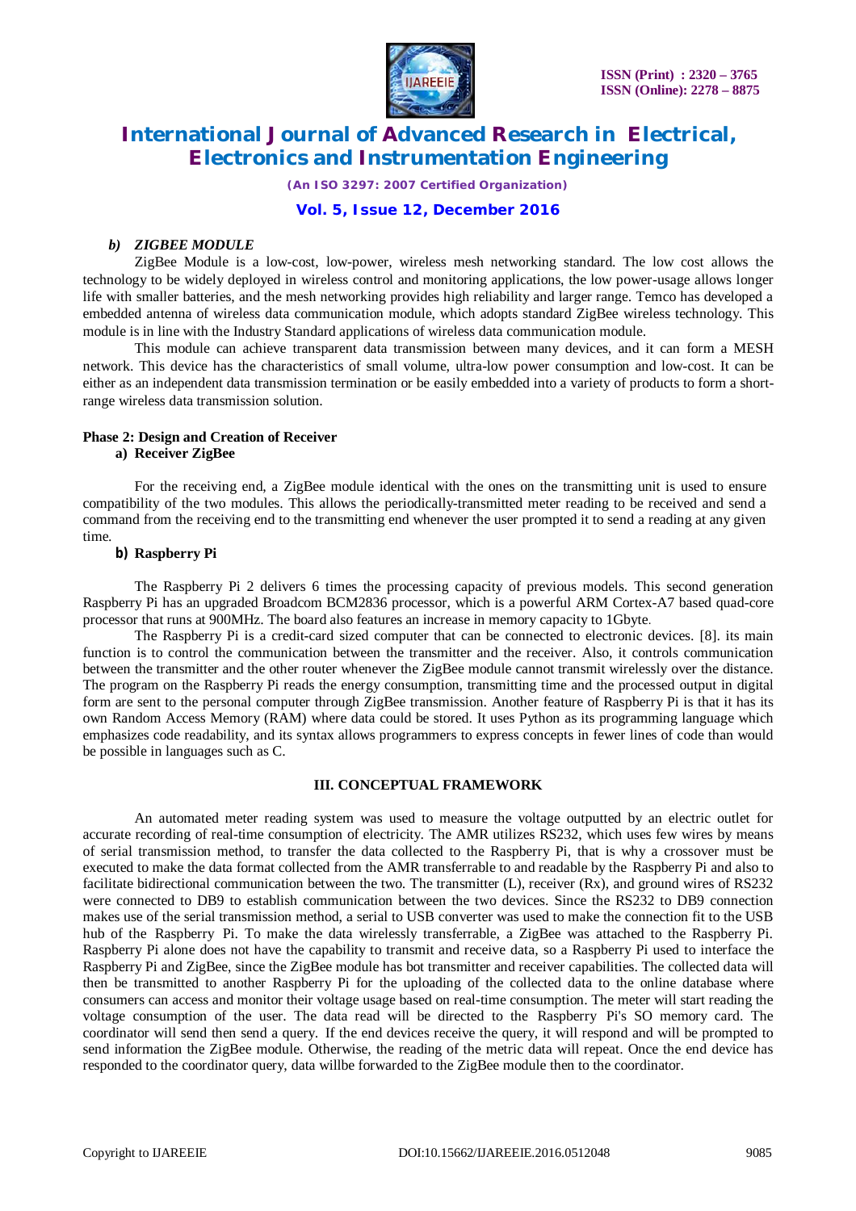### *b) ZIGBEE MODULE*

ZigBee Module is a low-cost, low-power, wireless mesh networking standard. The low cost allows the technology to be widely deployed in wireless control and monitoring applications, the low power-usage allows longer life with smaller batteries, and the mesh networking provides high reliability and larger range. Temco has developed a embedded antenna of wireless data communication module, which adopts standard ZigBee wireless technology. This module is in line with the Industry Standard applications of wireless data communication module.

This module can achieve transparent data transmission between many devices, and it can form a MESH network. This device has the characteristics of small volume, ultra-low power consumption and low-cost. It can be either as an independent data transmission termination or be easily embedded into a variety of products to form a short-range wireless data transmission solution.

**Phase 2: Design and Creation of Receiver**

**a) Receiver ZigBee**

For the receiving end, a ZigBee module identical with the ones on the transmitting unit is used to ensure compatibility of the two modules. This allows the periodically-transmitted meter reading to be received and send a command from the receiving end to the transmitting end whenever the user prompted it to send a reading at any given time.

**b) Raspberry Pi**

The Raspberry Pi 2 delivers 6 times the processing capacity of previous models. This second generation Raspberry Pi has an upgraded Broadcom BCM2836 processor, which is a powerful ARM Cortex-A7 based quad-core processor that runs at 900MHz. The board also features an increase in memory capacity to 1Gbyte.

The Raspberry Pi is a credit-card sized computer that can be connected to electronic devices. [8]. its main function is to control the communication between the transmitter and the receiver. Also, it controls communication between the transmitter and the other router whenever the ZigBee module cannot transmit wirelessly over the distance. The program on the Raspberry Pi reads the energy consumption, transmitting time and the processed output in digital form are sent to the personal computer through ZigBee transmission. Another feature of Raspberry Pi is that it has its own Random Access Memory (RAM) where data could be stored. It uses Python as its programming language which emphasizes code readability, and its syntax allows programmers to express concepts in fewer lines of code than would be possible in languages such as C.

## III. CONCEPTUAL FRAMEWORK

An automated meter reading system was used to measure the voltage outputted by an electric outlet for accurate recording of real-time consumption of electricity. The AMR utilizes RS232, which uses few wires by means of serial transmission method, to transfer the data collected to the Raspberry Pi, that is why a crossover must be executed to make the data format collected from the AMR transferrable to and readable by the Raspberry Pi and also to facilitate bidirectional communication between the two. The transmitter (L), receiver (Rx), and ground wires of RS232 were connected to DB9 to establish communication between the two devices. Since the RS232 to DB9 connection makes use of the serial transmission method, a serial to USB converter was used to make the connection fit to the USB hub of the Raspberry Pi. To make the data wirelessly transferrable, a ZigBee was attached to the Raspberry Pi. Raspberry Pi alone does not have the capability to transmit and receive data, so a Raspberry Pi used to interface the Raspberry Pi and ZigBee, since the ZigBee module has bot transmitter and receiver capabilities. The collected data will then be transmitted to another Raspberry Pi for the uploading of the collected data to the online database where consumers can access and monitor their voltage usage based on real-time consumption. The meter will start reading the voltage consumption of the user. The data read will be directed to the Raspberry Pi's SO memory card. The coordinator will send then send a query. If the end devices receive the query, it will respond and will be prompted to send information the ZigBee module. Otherwise, the reading of the metric data will repeat. Once the end device has responded to the coordinator query, data willbe forwarded to the ZigBee module then to the coordinator.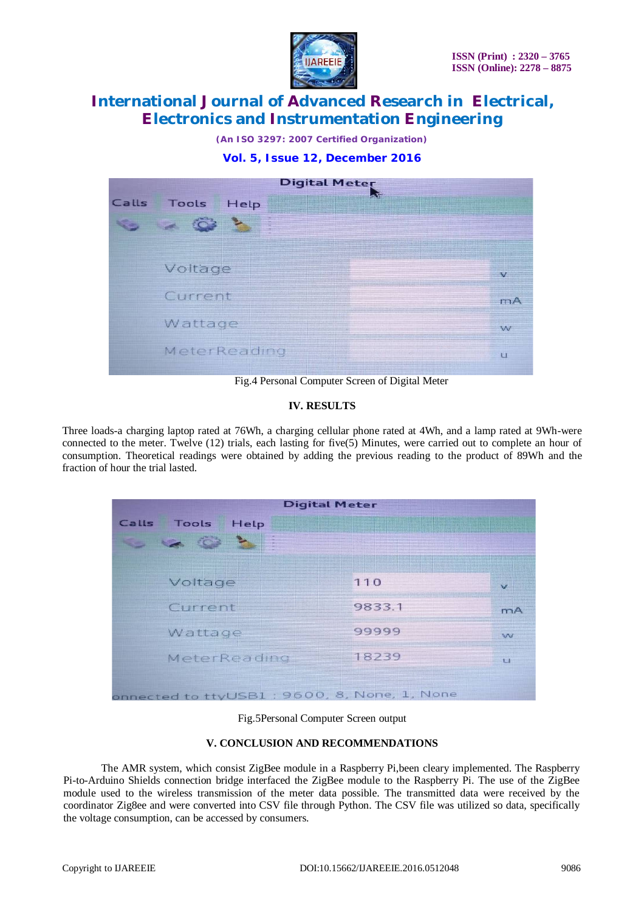Fig.4 Personal Computer Screen of Digital Meter

## IV. RESULTS

Three loads-a charging laptop rated at 76Wh, a charging cellular phone rated at 4Wh, and a lamp rated at 9Wh-were connected to the meter. Twelve (12) trials, each lasting for five(5) Minutes, were carried out to complete an hour of consumption. Theoretical readings were obtained by adding the previous reading to the product of 89Wh and the fraction of hour the trial lasted.

Fig.5Personal Computer Screen output

## V. CONCLUSION AND RECOMMENDATIONS

The AMR system, which consist ZigBee module in a Raspberry Pi,been cleary implemented. The Raspberry Pi-to-Arduino Shields connection bridge interfaced the ZigBee module to the Raspberry Pi. The use of the ZigBee module used to the wireless transmission of the meter data possible. The transmitted data were received by the coordinator Zig8ee and were converted into CSV file through Python. The CSV file was utilized so data, specifically the voltage consumption, can be accessed by consumers.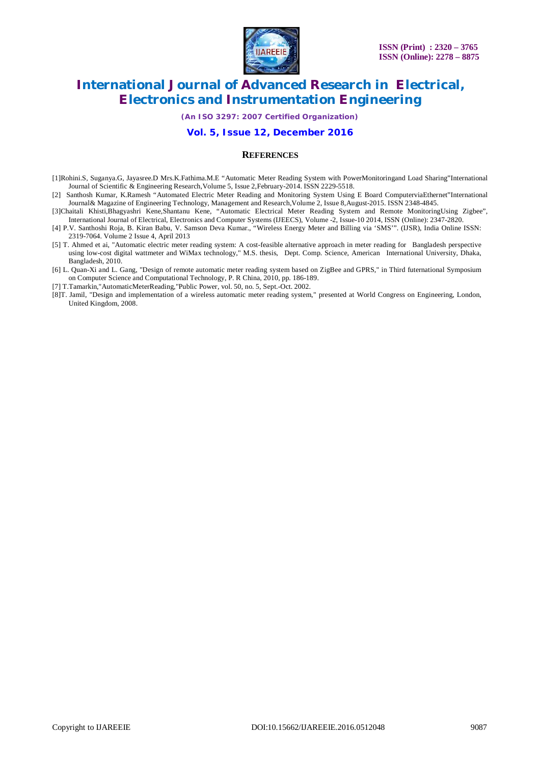## REFERENCES

[1]Rohini.S, Suganya.G, Jayasree.D Mrs.K.Fathima.M.E "Automatic Meter Reading System with PowerMonitoringand Load Sharing"International Journal of Scientific & Engineering Research,Volume 5, Issue 2,February-2014. ISSN 2229-5518.

[2] Santhosh Kumar, K.Ramesh "Automated Electric Meter Reading and Monitoring System Using E Board ComputerviaEthernet"International Journal& Magazine of Engineering Technology, Management and Research,Volume 2, Issue 8,August-2015. ISSN 2348-4845.

[3]Chaitali Khisti,Bhagyashri Kene,Shantanu Kene, "Automatic Electrical Meter Reading System and Remote MonitoringUsing Zigbee", International Journal of Electrical, Electronics and Computer Systems (IJEECS), Volume -2, Issue-10 2014, ISSN (Online): 2347-2820.

[4] P.V. Santhoshi Roja, B. Kiran Babu, V. Samson Deva Kumar., "Wireless Energy Meter and Billing via 'SMS'". (IJSR), India Online ISSN: 2319-7064. Volume 2 Issue 4, April 2013

[5] T. Ahmed et ai, "Automatic electric meter reading system: A cost-feasible alternative approach in meter reading for Bangladesh perspective using low-cost digital wattmeter and WiMax technology," M.S. thesis, Dept. Comp. Science, American International University, Dhaka, Bangladesh, 2010.

[6] L. Quan-Xi and L. Gang, "Design of remote automatic meter reading system based on ZigBee and GPRS," in Third futernational Symposium on Computer Science and Computational Technology, P. R China, 2010, pp. 186-189.

[7] T.Tamarkin,"AutomaticMeterReading,"Public Power, vol. 50, no. 5, Sept.-Oct. 2002.

[8]T. Jamil, "Design and implementation of a wireless automatic meter reading system," presented at World Congress on Engineering, London, United Kingdom, 2008.